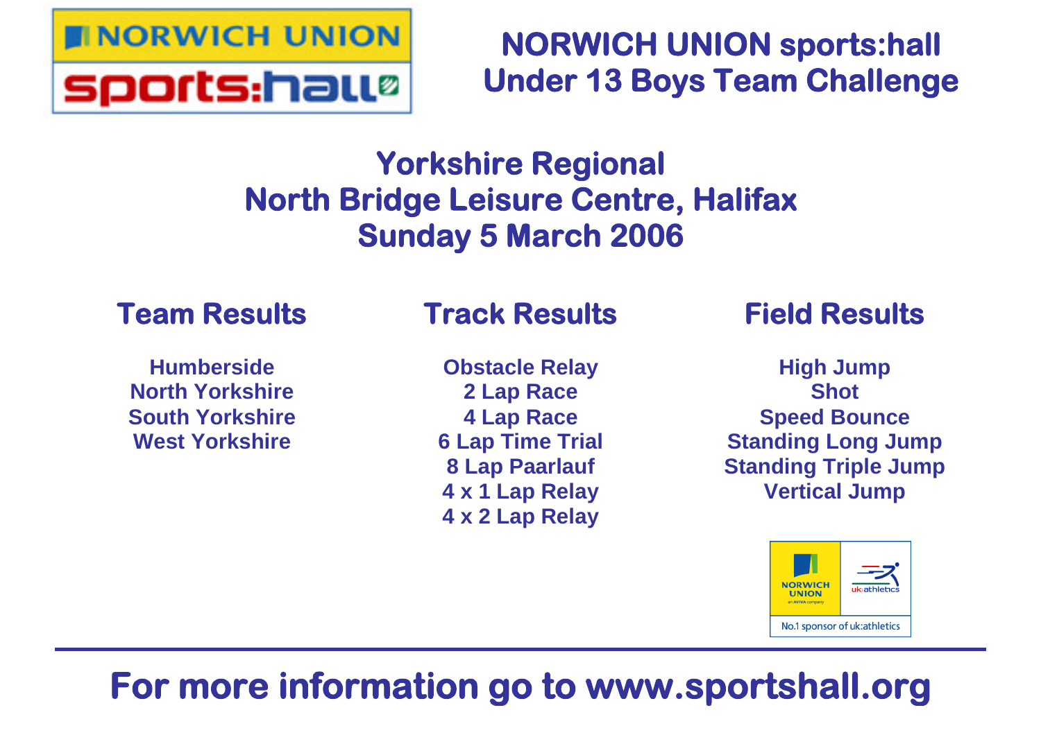# NORWICH UNION sports:hall Under 13 Boys Team Challenge

## Yorkshire Regional
## North Bridge Leisure Centre, Halifax
## Sunday 5 March 2006

### Team Results

Humberside
North Yorkshire
South Yorkshire
West Yorkshire

### Track Results

Obstacle Relay
2 Lap Race
4 Lap Race
6 Lap Time Trial
8 Lap Paarlauf
4 x 1 Lap Relay
4 x 2 Lap Relay

### Field Results

High Jump
Shot
Speed Bounce
Standing Long Jump
Standing Triple Jump
Vertical Jump

NORWICH UNION an AVIVA company | uk:athletics
No.1 sponsor of uk:athletics

**For more information go to www.sportshall.org**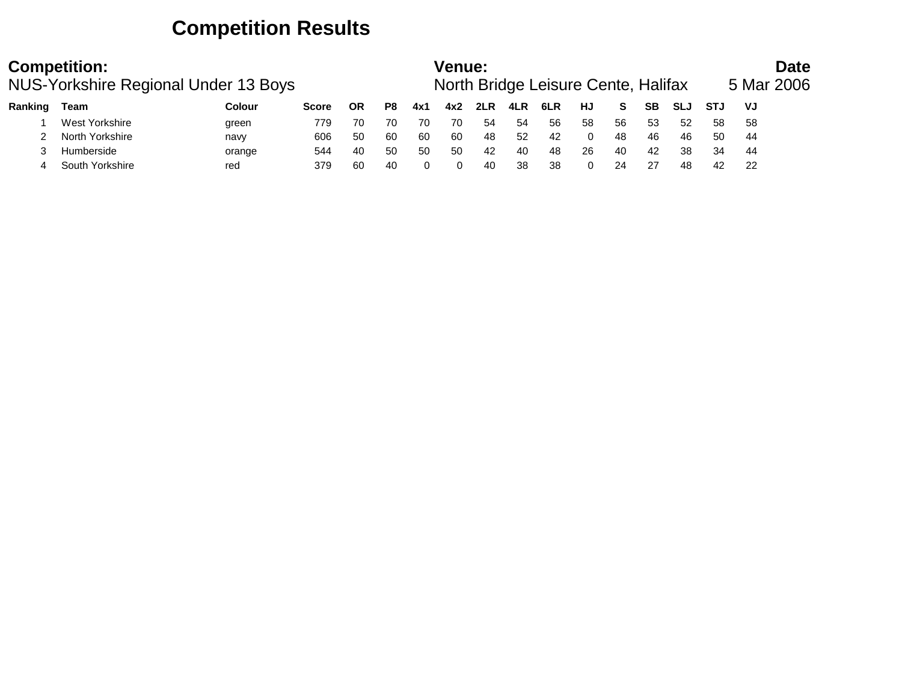# Competition Results

**Competition:**
NUS-Yorkshire Regional Under 13 Boys

**Venue:**
North Bridge Leisure Cente, Halifax

**Date**
5 Mar 2006

| Ranking | Team | Colour | Score | OR | P8 | 4x1 | 4x2 | 2LR | 4LR | 6LR | HJ | S | SB | SLJ | STJ | VJ |
|---|---|---|---|---|---|---|---|---|---|---|---|---|---|---|---|---|
| 1 | West Yorkshire | green | 779 | 70 | 70 | 70 | 70 | 54 | 54 | 56 | 58 | 56 | 53 | 52 | 58 | 58 |
| 2 | North Yorkshire | navy | 606 | 50 | 60 | 60 | 60 | 48 | 52 | 42 | 0 | 48 | 46 | 46 | 50 | 44 |
| 3 | Humberside | orange | 544 | 40 | 50 | 50 | 50 | 42 | 40 | 48 | 26 | 40 | 42 | 38 | 34 | 44 |
| 4 | South Yorkshire | red | 379 | 60 | 40 | 0 | 0 | 40 | 38 | 38 | 0 | 24 | 27 | 48 | 42 | 22 |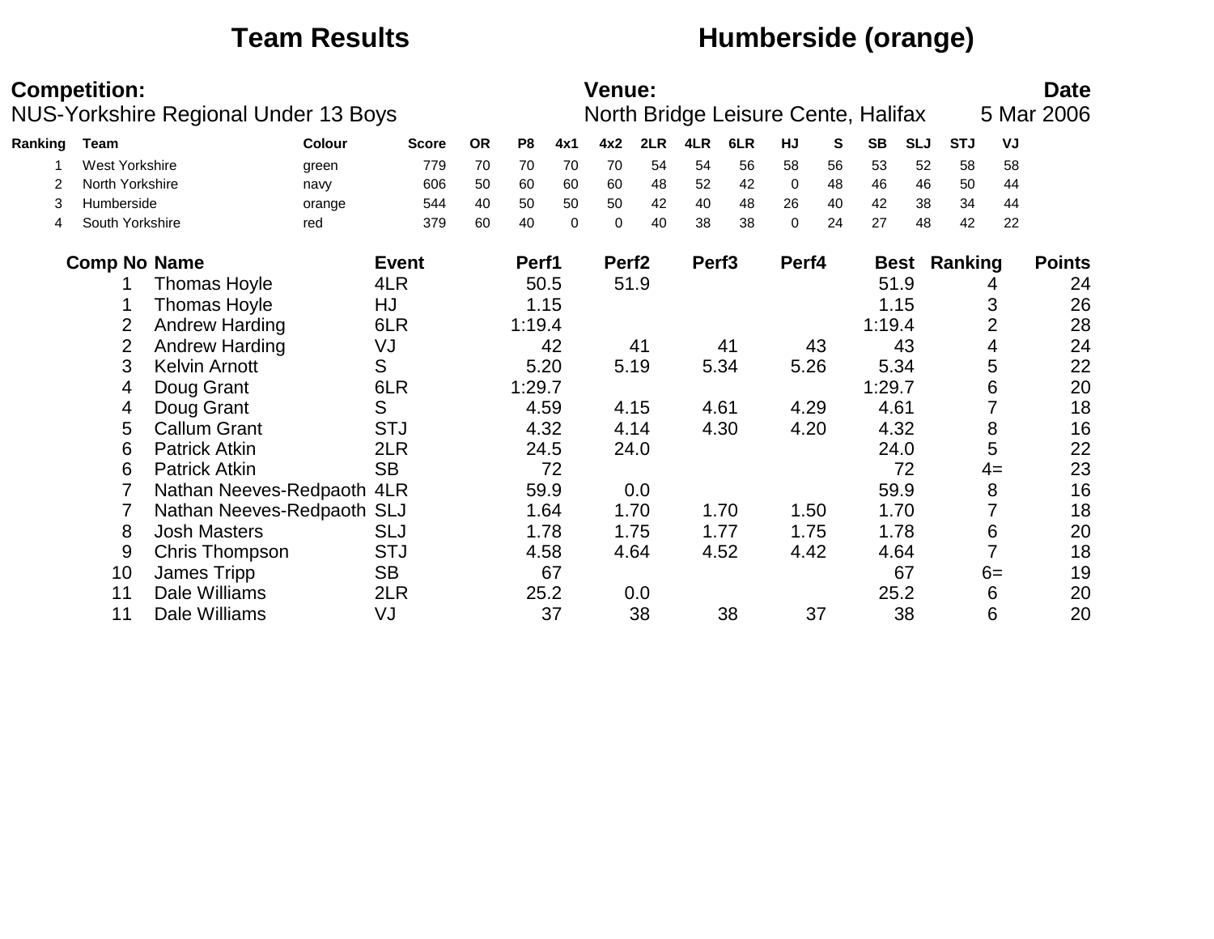# Team Results Humberside (orange)

**Competition:**
NUS-Yorkshire Regional Under 13 Boys

**Venue:**
North Bridge Leisure Cente, Halifax

**Date**
5 Mar 2006

| Ranking | Team | Colour | Score | OR | P8 | 4x1 | 4x2 | 2LR | 4LR | 6LR | HJ | S | SB | SLJ | STJ | VJ |
|---|---|---|---|---|---|---|---|---|---|---|---|---|---|---|---|---|
| 1 | West Yorkshire | green | 779 | 70 | 70 | 70 | 70 | 54 | 54 | 56 | 58 | 56 | 53 | 52 | 58 | 58 |
| 2 | North Yorkshire | navy | 606 | 50 | 60 | 60 | 60 | 48 | 52 | 42 | 0 | 48 | 46 | 46 | 50 | 44 |
| 3 | Humberside | orange | 544 | 40 | 50 | 50 | 50 | 42 | 40 | 48 | 26 | 40 | 42 | 38 | 34 | 44 |
| 4 | South Yorkshire | red | 379 | 60 | 40 | 0 | 0 | 40 | 38 | 38 | 0 | 24 | 27 | 48 | 42 | 22 |

| Comp No | Name | Event | Perf1 | Perf2 | Perf3 | Perf4 | Best | Ranking | Points |
|---|---|---|---|---|---|---|---|---|---|
| 1 | Thomas Hoyle | 4LR | 50.5 | 51.9 | | | 51.9 | 4 | 24 |
| 1 | Thomas Hoyle | HJ | 1.15 | | | | 1.15 | 3 | 26 |
| 2 | Andrew Harding | 6LR | 1:19.4 | | | | 1:19.4 | 2 | 28 |
| 2 | Andrew Harding | VJ | 42 | 41 | 41 | 43 | 43 | 4 | 24 |
| 3 | Kelvin Arnott | S | 5.20 | 5.19 | 5.34 | 5.26 | 5.34 | 5 | 22 |
| 4 | Doug Grant | 6LR | 1:29.7 | | | | 1:29.7 | 6 | 20 |
| 4 | Doug Grant | S | 4.59 | 4.15 | 4.61 | 4.29 | 4.61 | 7 | 18 |
| 5 | Callum Grant | STJ | 4.32 | 4.14 | 4.30 | 4.20 | 4.32 | 8 | 16 |
| 6 | Patrick Atkin | 2LR | 24.5 | 24.0 | | | 24.0 | 5 | 22 |
| 6 | Patrick Atkin | SB | 72 | | | | 72 | 4= | 23 |
| 7 | Nathan Neeves-Redpaoth | 4LR | 59.9 | 0.0 | | | 59.9 | 8 | 16 |
| 7 | Nathan Neeves-Redpaoth | SLJ | 1.64 | 1.70 | 1.70 | 1.50 | 1.70 | 7 | 18 |
| 8 | Josh Masters | SLJ | 1.78 | 1.75 | 1.77 | 1.75 | 1.78 | 6 | 20 |
| 9 | Chris Thompson | STJ | 4.58 | 4.64 | 4.52 | 4.42 | 4.64 | 7 | 18 |
| 10 | James Tripp | SB | 67 | | | | 67 | 6= | 19 |
| 11 | Dale Williams | 2LR | 25.2 | 0.0 | | | 25.2 | 6 | 20 |
| 11 | Dale Williams | VJ | 37 | 38 | 38 | 37 | 38 | 6 | 20 |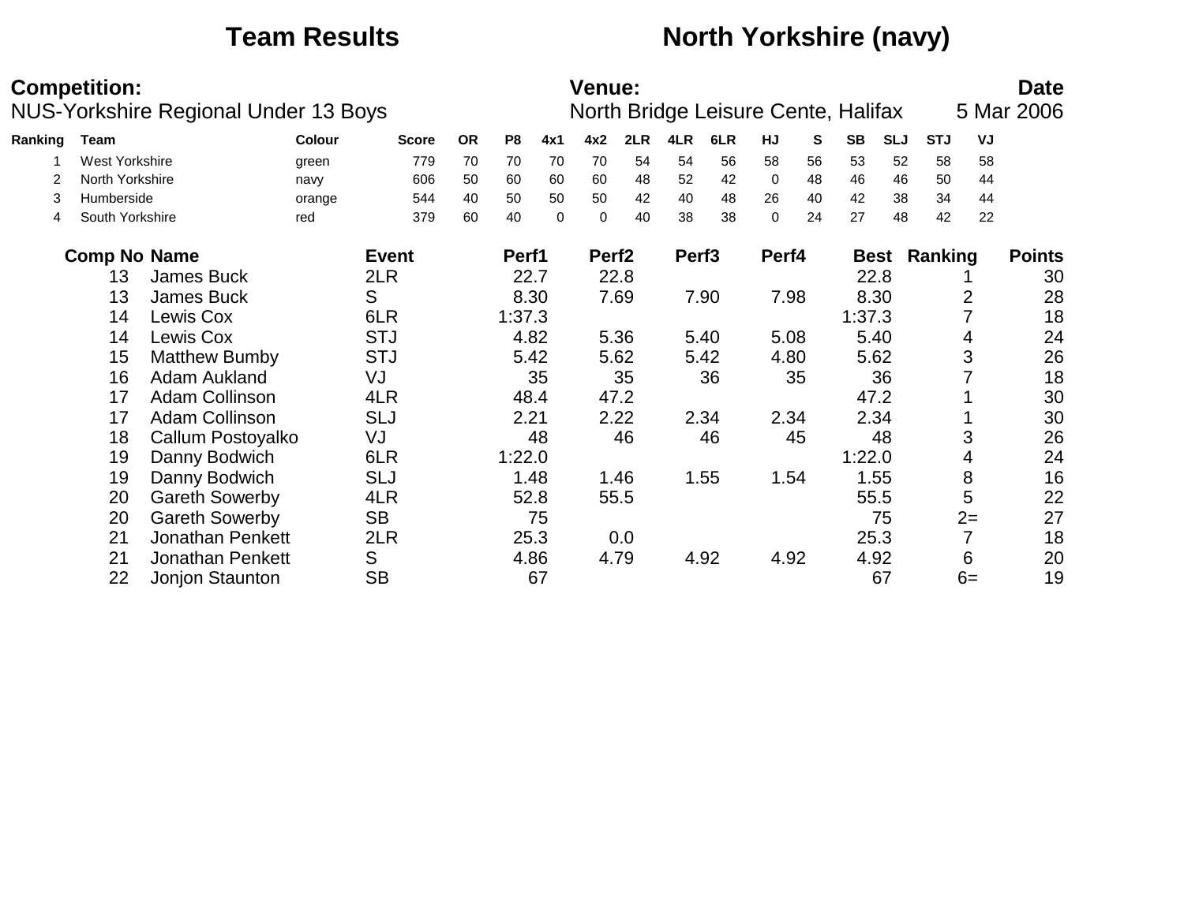# Team Results — North Yorkshire (navy)

**Competition:**
NUS-Yorkshire Regional Under 13 Boys

**Venue:**
North Bridge Leisure Cente, Halifax

**Date**
5 Mar 2006

| Ranking | Team | Colour | Score | OR | P8 | 4x1 | 4x2 | 2LR | 4LR | 6LR | HJ | S | SB | SLJ | STJ | VJ |
|---|---|---|---|---|---|---|---|---|---|---|---|---|---|---|---|---|
| 1 | West Yorkshire | green | 779 | 70 | 70 | 70 | 70 | 54 | 54 | 56 | 58 | 56 | 53 | 52 | 58 | 58 |
| 2 | North Yorkshire | navy | 606 | 50 | 60 | 60 | 60 | 48 | 52 | 42 | 0 | 48 | 46 | 46 | 50 | 44 |
| 3 | Humberside | orange | 544 | 40 | 50 | 50 | 50 | 42 | 40 | 48 | 26 | 40 | 42 | 38 | 34 | 44 |
| 4 | South Yorkshire | red | 379 | 60 | 40 | 0 | 0 | 40 | 38 | 38 | 0 | 24 | 27 | 48 | 42 | 22 |

| Comp No | Name | Event | Perf1 | Perf2 | Perf3 | Perf4 | Best | Ranking | Points |
|---|---|---|---|---|---|---|---|---|---|
| 13 | James Buck | 2LR | 22.7 | 22.8 | | | 22.8 | 1 | 30 |
| 13 | James Buck | S | 8.30 | 7.69 | 7.90 | 7.98 | 8.30 | 2 | 28 |
| 14 | Lewis Cox | 6LR | 1:37.3 | | | | 1:37.3 | 7 | 18 |
| 14 | Lewis Cox | STJ | 4.82 | 5.36 | 5.40 | 5.08 | 5.40 | 4 | 24 |
| 15 | Matthew Bumby | STJ | 5.42 | 5.62 | 5.42 | 4.80 | 5.62 | 3 | 26 |
| 16 | Adam Aukland | VJ | 35 | 35 | 36 | 35 | 36 | 7 | 18 |
| 17 | Adam Collinson | 4LR | 48.4 | 47.2 | | | 47.2 | 1 | 30 |
| 17 | Adam Collinson | SLJ | 2.21 | 2.22 | 2.34 | 2.34 | 2.34 | 1 | 30 |
| 18 | Callum Postoyalko | VJ | 48 | 46 | 46 | 45 | 48 | 3 | 26 |
| 19 | Danny Bodwich | 6LR | 1:22.0 | | | | 1:22.0 | 4 | 24 |
| 19 | Danny Bodwich | SLJ | 1.48 | 1.46 | 1.55 | 1.54 | 1.55 | 8 | 16 |
| 20 | Gareth Sowerby | 4LR | 52.8 | 55.5 | | | 55.5 | 5 | 22 |
| 20 | Gareth Sowerby | SB | 75 | | | | 75 | 2= | 27 |
| 21 | Jonathan Penkett | 2LR | 25.3 | 0.0 | | | 25.3 | 7 | 18 |
| 21 | Jonathan Penkett | S | 4.86 | 4.79 | 4.92 | 4.92 | 4.92 | 6 | 20 |
| 22 | Jonjon Staunton | SB | 67 | | | | 67 | 6= | 19 |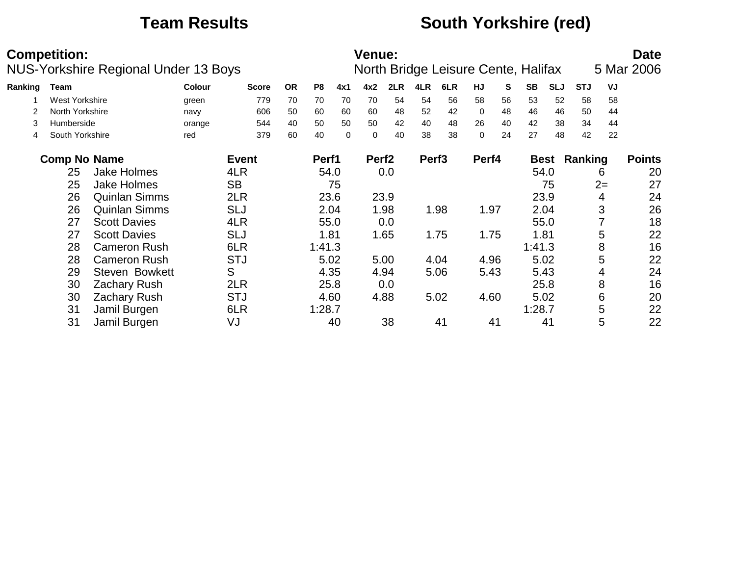# Team Results — South Yorkshire (red)

**Competition:** NUS-Yorkshire Regional Under 13 Boys

**Venue:** North Bridge Leisure Cente, Halifax

**Date:** 5 Mar 2006

| Ranking | Team | Colour | Score | OR | P8 | 4x1 | 4x2 | 2LR | 4LR | 6LR | HJ | S | SB | SLJ | STJ | VJ |
|---|---|---|---|---|---|---|---|---|---|---|---|---|---|---|---|---|
| 1 | West Yorkshire | green | 779 | 70 | 70 | 70 | 70 | 54 | 54 | 56 | 58 | 56 | 53 | 52 | 58 | 58 |
| 2 | North Yorkshire | navy | 606 | 50 | 60 | 60 | 60 | 48 | 52 | 42 | 0 | 48 | 46 | 46 | 50 | 44 |
| 3 | Humberside | orange | 544 | 40 | 50 | 50 | 50 | 42 | 40 | 48 | 26 | 40 | 42 | 38 | 34 | 44 |
| 4 | South Yorkshire | red | 379 | 60 | 40 | 0 | 0 | 40 | 38 | 38 | 0 | 24 | 27 | 48 | 42 | 22 |

| Comp No | Name | Event | Perf1 | Perf2 | Perf3 | Perf4 | Best | Ranking | Points |
|---|---|---|---|---|---|---|---|---|---|
| 25 | Jake Holmes | 4LR | 54.0 | 0.0 | | | 54.0 | 6 | 20 |
| 25 | Jake Holmes | SB | 75 | | | | 75 | 2= | 27 |
| 26 | Quinlan Simms | 2LR | 23.6 | 23.9 | | | 23.9 | 4 | 24 |
| 26 | Quinlan Simms | SLJ | 2.04 | 1.98 | 1.98 | 1.97 | 2.04 | 3 | 26 |
| 27 | Scott Davies | 4LR | 55.0 | 0.0 | | | 55.0 | 7 | 18 |
| 27 | Scott Davies | SLJ | 1.81 | 1.65 | 1.75 | 1.75 | 1.81 | 5 | 22 |
| 28 | Cameron Rush | 6LR | 1:41.3 | | | | 1:41.3 | 8 | 16 |
| 28 | Cameron Rush | STJ | 5.02 | 5.00 | 4.04 | 4.96 | 5.02 | 5 | 22 |
| 29 | Steven Bowkett | S | 4.35 | 4.94 | 5.06 | 5.43 | 5.43 | 4 | 24 |
| 30 | Zachary Rush | 2LR | 25.8 | 0.0 | | | 25.8 | 8 | 16 |
| 30 | Zachary Rush | STJ | 4.60 | 4.88 | 5.02 | 4.60 | 5.02 | 6 | 20 |
| 31 | Jamil Burgen | 6LR | 1:28.7 | | | | 1:28.7 | 5 | 22 |
| 31 | Jamil Burgen | VJ | 40 | 38 | 41 | 41 | 41 | 5 | 22 |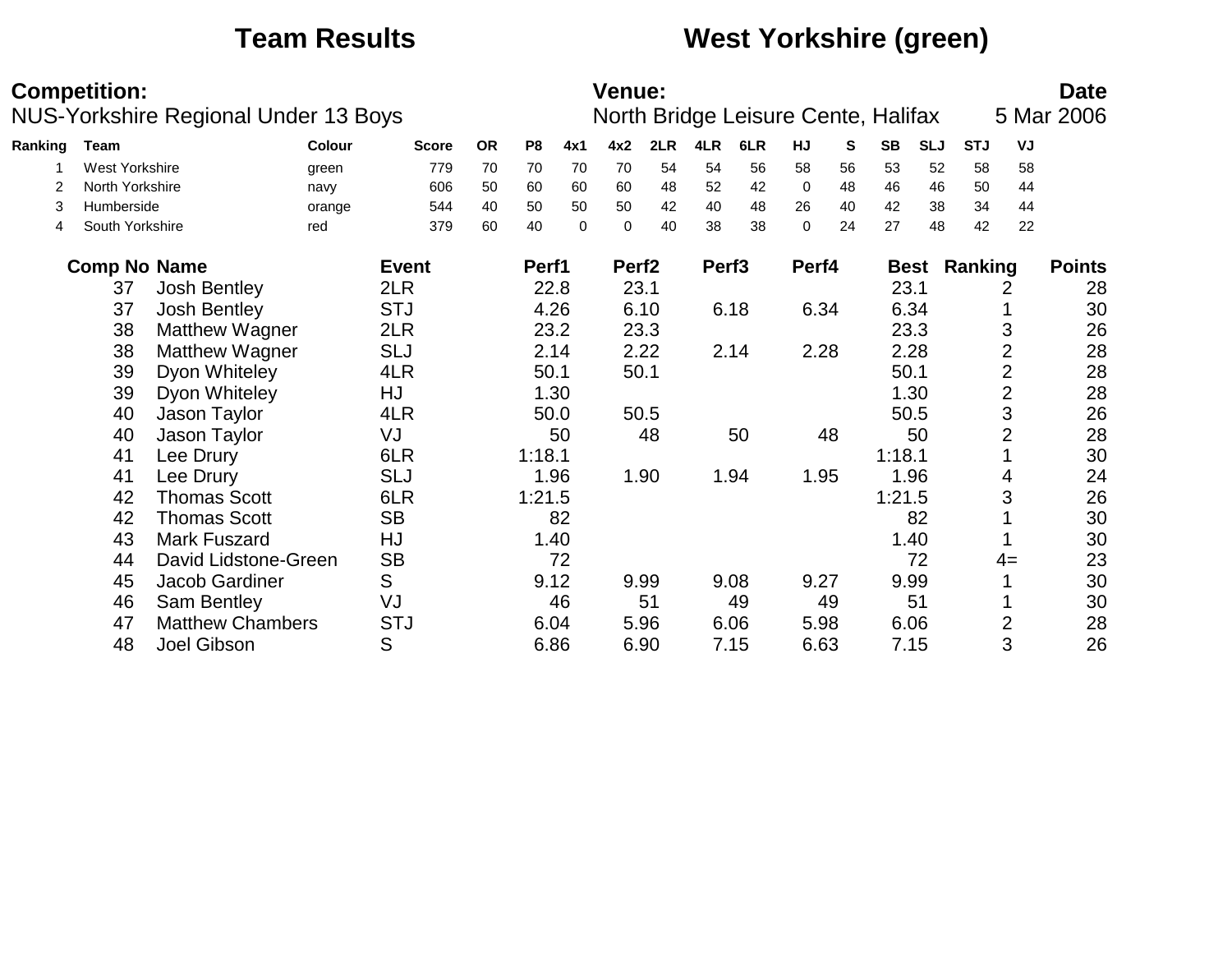# Team Results West Yorkshire (green)

**Competition:**
NUS-Yorkshire Regional Under 13 Boys

**Venue:**
North Bridge Leisure Cente, Halifax

**Date**
5 Mar 2006

| Ranking | Team | Colour | Score | OR | P8 | 4x1 | 4x2 | 2LR | 4LR | 6LR | HJ | S | SB | SLJ | STJ | VJ |
|---|---|---|---|---|---|---|---|---|---|---|---|---|---|---|---|---|
| 1 | West Yorkshire | green | 779 | 70 | 70 | 70 | 70 | 54 | 54 | 56 | 58 | 56 | 53 | 52 | 58 | 58 |
| 2 | North Yorkshire | navy | 606 | 50 | 60 | 60 | 60 | 48 | 52 | 42 | 0 | 48 | 46 | 46 | 50 | 44 |
| 3 | Humberside | orange | 544 | 40 | 50 | 50 | 50 | 42 | 40 | 48 | 26 | 40 | 42 | 38 | 34 | 44 |
| 4 | South Yorkshire | red | 379 | 60 | 40 | 0 | 0 | 40 | 38 | 38 | 0 | 24 | 27 | 48 | 42 | 22 |

| Comp No | Name | Event | Perf1 | Perf2 | Perf3 | Perf4 | Best | Ranking | Points |
|---|---|---|---|---|---|---|---|---|---|
| 37 | Josh Bentley | 2LR | 22.8 | 23.1 | | | 23.1 | 2 | 28 |
| 37 | Josh Bentley | STJ | 4.26 | 6.10 | 6.18 | 6.34 | 6.34 | 1 | 30 |
| 38 | Matthew Wagner | 2LR | 23.2 | 23.3 | | | 23.3 | 3 | 26 |
| 38 | Matthew Wagner | SLJ | 2.14 | 2.22 | 2.14 | 2.28 | 2.28 | 2 | 28 |
| 39 | Dyon Whiteley | 4LR | 50.1 | 50.1 | | | 50.1 | 2 | 28 |
| 39 | Dyon Whiteley | HJ | 1.30 | | | | 1.30 | 2 | 28 |
| 40 | Jason Taylor | 4LR | 50.0 | 50.5 | | | 50.5 | 3 | 26 |
| 40 | Jason Taylor | VJ | 50 | 48 | 50 | 48 | 50 | 2 | 28 |
| 41 | Lee Drury | 6LR | 1:18.1 | | | | 1:18.1 | 1 | 30 |
| 41 | Lee Drury | SLJ | 1.96 | 1.90 | 1.94 | 1.95 | 1.96 | 4 | 24 |
| 42 | Thomas Scott | 6LR | 1:21.5 | | | | 1:21.5 | 3 | 26 |
| 42 | Thomas Scott | SB | 82 | | | | 82 | 1 | 30 |
| 43 | Mark Fuszard | HJ | 1.40 | | | | 1.40 | 1 | 30 |
| 44 | David Lidstone-Green | SB | 72 | | | | 72 | 4= | 23 |
| 45 | Jacob Gardiner | S | 9.12 | 9.99 | 9.08 | 9.27 | 9.99 | 1 | 30 |
| 46 | Sam Bentley | VJ | 46 | 51 | 49 | 49 | 51 | 1 | 30 |
| 47 | Matthew Chambers | STJ | 6.04 | 5.96 | 6.06 | 5.98 | 6.06 | 2 | 28 |
| 48 | Joel Gibson | S | 6.86 | 6.90 | 7.15 | 6.63 | 7.15 | 3 | 26 |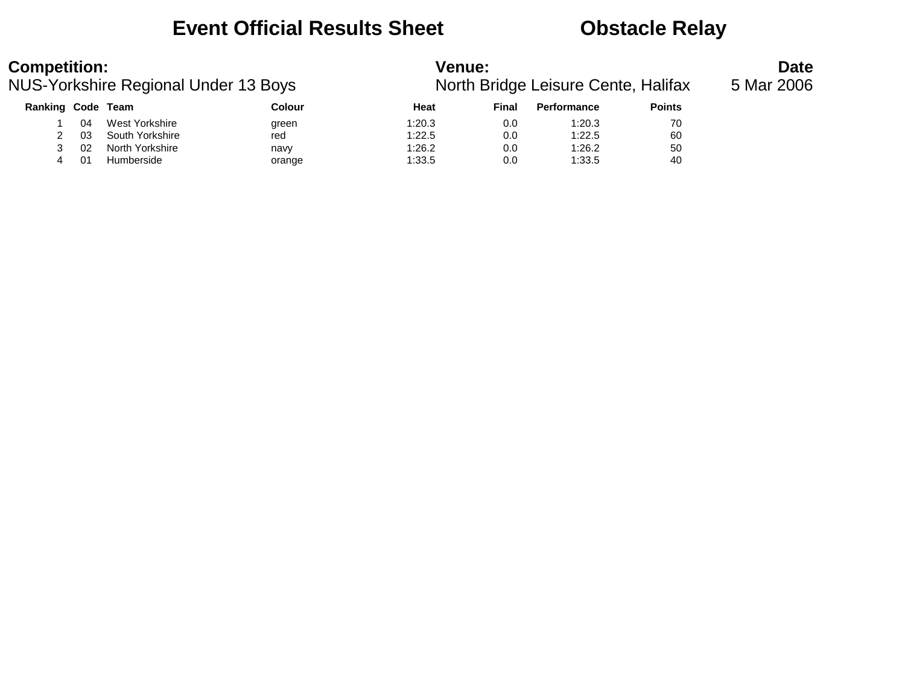# Event Official Results Sheet — Obstacle Relay

**Competition:**
NUS-Yorkshire Regional Under 13 Boys

**Venue:**
North Bridge Leisure Cente, Halifax

**Date**
5 Mar 2006

| Ranking | Code | Team | Colour | Heat | Final | Performance | Points |
|---|---|---|---|---|---|---|---|
| 1 | 04 | West Yorkshire | green | 1:20.3 | 0.0 | 1:20.3 | 70 |
| 2 | 03 | South Yorkshire | red | 1:22.5 | 0.0 | 1:22.5 | 60 |
| 3 | 02 | North Yorkshire | navy | 1:26.2 | 0.0 | 1:26.2 | 50 |
| 4 | 01 | Humberside | orange | 1:33.5 | 0.0 | 1:33.5 | 40 |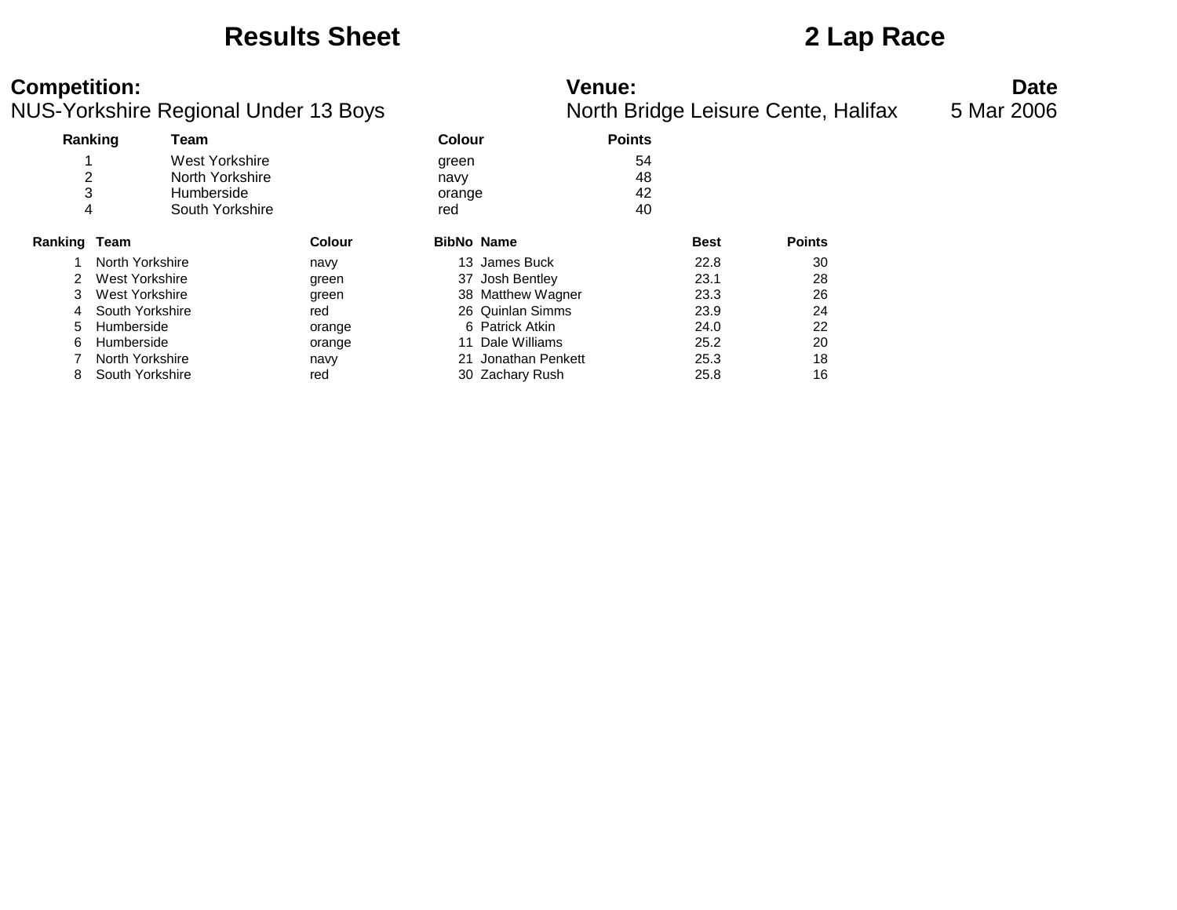# Results Sheet

# 2 Lap Race

**Competition:**
NUS-Yorkshire Regional Under 13 Boys

**Venue:**
North Bridge Leisure Cente, Halifax

**Date**
5 Mar 2006

| Ranking | Team | Colour | Points |
|---|---|---|---|
| 1 | West Yorkshire | green | 54 |
| 2 | North Yorkshire | navy | 48 |
| 3 | Humberside | orange | 42 |
| 4 | South Yorkshire | red | 40 |

| Ranking | Team | Colour | BibNo | Name | Best | Points |
|---|---|---|---|---|---|---|
| 1 | North Yorkshire | navy | 13 | James Buck | 22.8 | 30 |
| 2 | West Yorkshire | green | 37 | Josh Bentley | 23.1 | 28 |
| 3 | West Yorkshire | green | 38 | Matthew Wagner | 23.3 | 26 |
| 4 | South Yorkshire | red | 26 | Quinlan Simms | 23.9 | 24 |
| 5 | Humberside | orange | 6 | Patrick Atkin | 24.0 | 22 |
| 6 | Humberside | orange | 11 | Dale Williams | 25.2 | 20 |
| 7 | North Yorkshire | navy | 21 | Jonathan Penkett | 25.3 | 18 |
| 8 | South Yorkshire | red | 30 | Zachary Rush | 25.8 | 16 |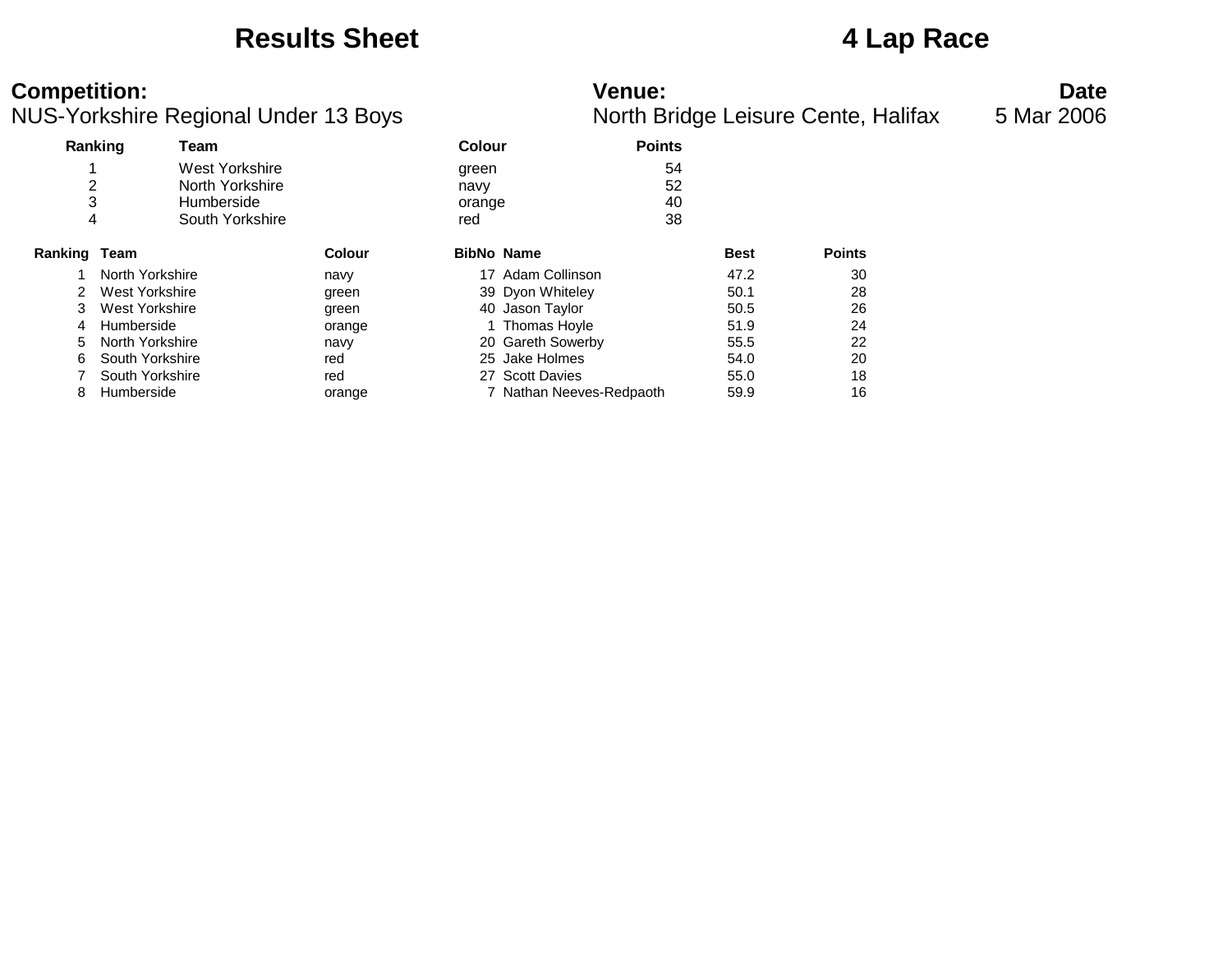# Results Sheet

# 4 Lap Race

**Competition:**
NUS-Yorkshire Regional Under 13 Boys

**Venue:**
North Bridge Leisure Cente, Halifax

**Date**
5 Mar 2006

| Ranking | Team | Colour | Points |
|---|---|---|---|
| 1 | West Yorkshire | green | 54 |
| 2 | North Yorkshire | navy | 52 |
| 3 | Humberside | orange | 40 |
| 4 | South Yorkshire | red | 38 |

| Ranking | Team | Colour | BibNo | Name | Best | Points |
|---|---|---|---|---|---|---|
| 1 | North Yorkshire | navy | 17 | Adam Collinson | 47.2 | 30 |
| 2 | West Yorkshire | green | 39 | Dyon Whiteley | 50.1 | 28 |
| 3 | West Yorkshire | green | 40 | Jason Taylor | 50.5 | 26 |
| 4 | Humberside | orange | 1 | Thomas Hoyle | 51.9 | 24 |
| 5 | North Yorkshire | navy | 20 | Gareth Sowerby | 55.5 | 22 |
| 6 | South Yorkshire | red | 25 | Jake Holmes | 54.0 | 20 |
| 7 | South Yorkshire | red | 27 | Scott Davies | 55.0 | 18 |
| 8 | Humberside | orange | 7 | Nathan Neeves-Redpaoth | 59.9 | 16 |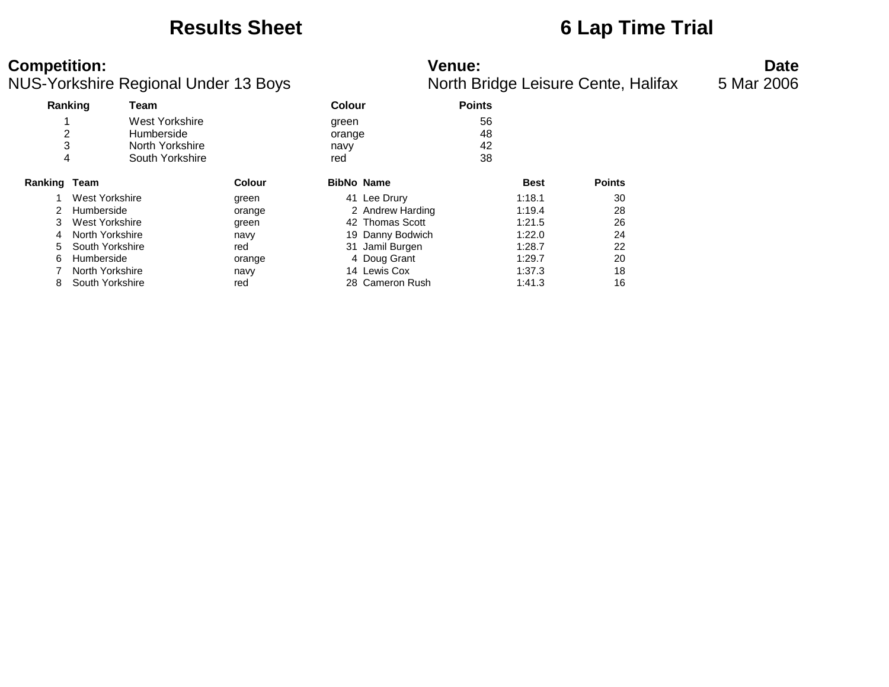# Results Sheet

# 6 Lap Time Trial

**Competition:**
NUS-Yorkshire Regional Under 13 Boys

**Venue:**
North Bridge Leisure Cente, Halifax

**Date**
5 Mar 2006

| Ranking | Team | Colour | Points |
|---|---|---|---|
| 1 | West Yorkshire | green | 56 |
| 2 | Humberside | orange | 48 |
| 3 | North Yorkshire | navy | 42 |
| 4 | South Yorkshire | red | 38 |

| Ranking | Team | Colour | BibNo | Name | Best | Points |
|---|---|---|---|---|---|---|
| 1 | West Yorkshire | green | 41 | Lee Drury | 1:18.1 | 30 |
| 2 | Humberside | orange | 2 | Andrew Harding | 1:19.4 | 28 |
| 3 | West Yorkshire | green | 42 | Thomas Scott | 1:21.5 | 26 |
| 4 | North Yorkshire | navy | 19 | Danny Bodwich | 1:22.0 | 24 |
| 5 | South Yorkshire | red | 31 | Jamil Burgen | 1:28.7 | 22 |
| 6 | Humberside | orange | 4 | Doug Grant | 1:29.7 | 20 |
| 7 | North Yorkshire | navy | 14 | Lewis Cox | 1:37.3 | 18 |
| 8 | South Yorkshire | red | 28 | Cameron Rush | 1:41.3 | 16 |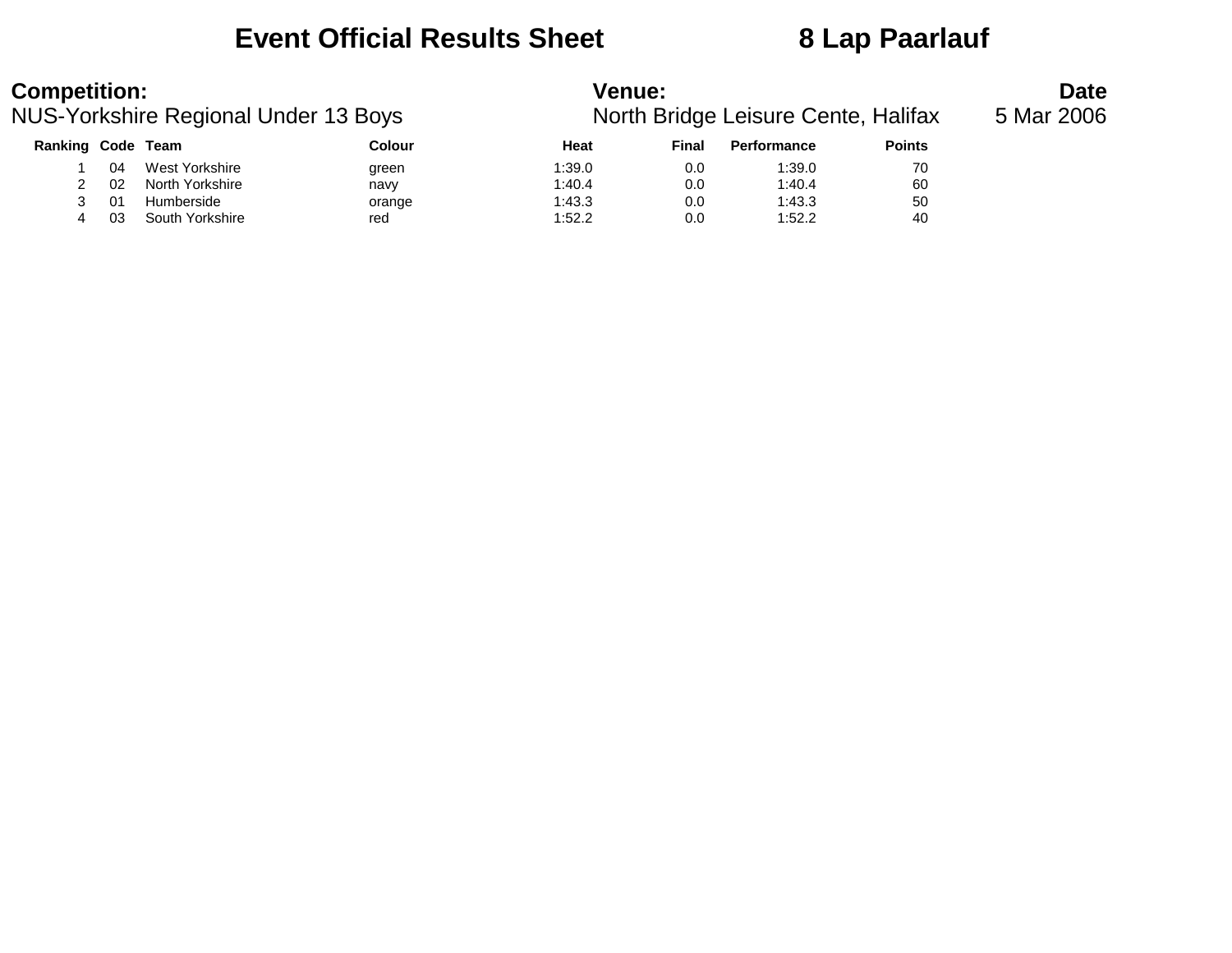# Event Official Results Sheet 8 Lap Paarlauf

**Competition:**
NUS-Yorkshire Regional Under 13 Boys

**Venue:**
North Bridge Leisure Cente, Halifax

**Date**
5 Mar 2006

| Ranking | Code | Team | Colour | Heat | Final | Performance | Points |
|---|---|---|---|---|---|---|---|
| 1 | 04 | West Yorkshire | green | 1:39.0 | 0.0 | 1:39.0 | 70 |
| 2 | 02 | North Yorkshire | navy | 1:40.4 | 0.0 | 1:40.4 | 60 |
| 3 | 01 | Humberside | orange | 1:43.3 | 0.0 | 1:43.3 | 50 |
| 4 | 03 | South Yorkshire | red | 1:52.2 | 0.0 | 1:52.2 | 40 |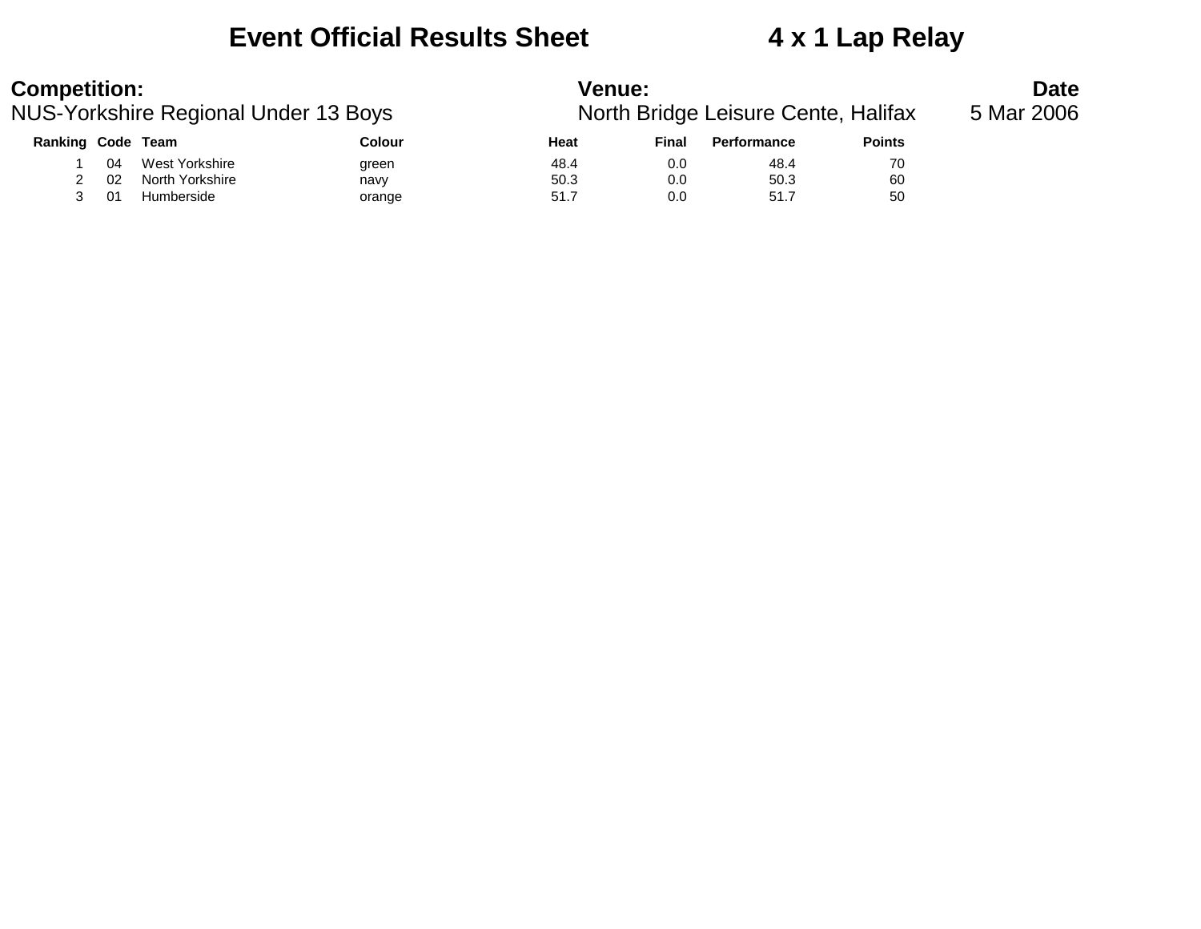# Event Official Results Sheet 4 x 1 Lap Relay

**Competition:**
NUS-Yorkshire Regional Under 13 Boys

**Venue:**
North Bridge Leisure Cente, Halifax

**Date**
5 Mar 2006

| Ranking | Code | Team | Colour | Heat | Final | Performance | Points |
|---|---|---|---|---|---|---|---|
| 1 | 04 | West Yorkshire | green | 48.4 | 0.0 | 48.4 | 70 |
| 2 | 02 | North Yorkshire | navy | 50.3 | 0.0 | 50.3 | 60 |
| 3 | 01 | Humberside | orange | 51.7 | 0.0 | 51.7 | 50 |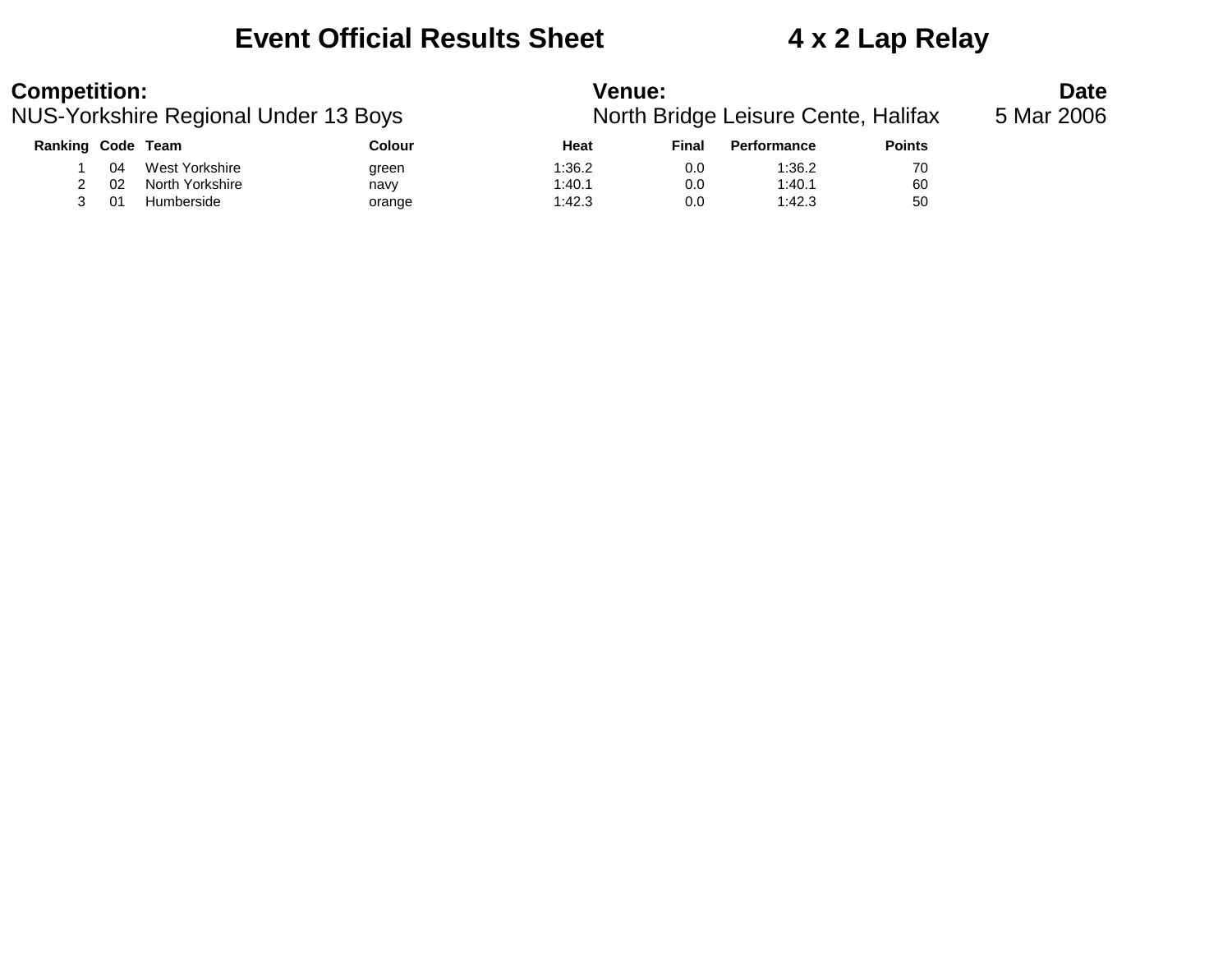# Event Official Results Sheet 4 x 2 Lap Relay

**Competition:**
NUS-Yorkshire Regional Under 13 Boys

**Venue:**
North Bridge Leisure Cente, Halifax

**Date**
5 Mar 2006

| Ranking | Code | Team | Colour | Heat | Final | Performance | Points |
|---|---|---|---|---|---|---|---|
| 1 | 04 | West Yorkshire | green | 1:36.2 | 0.0 | 1:36.2 | 70 |
| 2 | 02 | North Yorkshire | navy | 1:40.1 | 0.0 | 1:40.1 | 60 |
| 3 | 01 | Humberside | orange | 1:42.3 | 0.0 | 1:42.3 | 50 |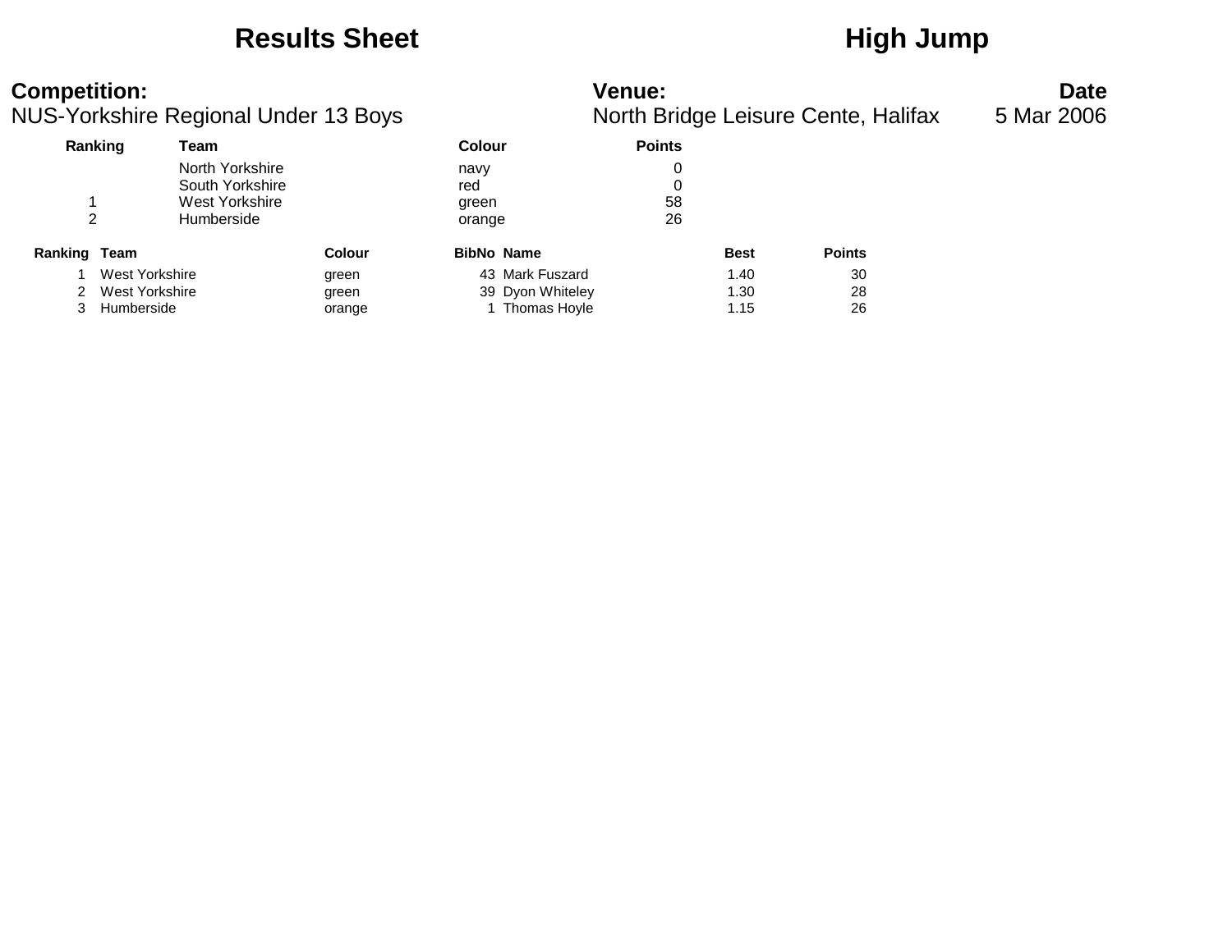## Results Sheet

## High Jump

**Competition:**
NUS-Yorkshire Regional Under 13 Boys

**Venue:**
North Bridge Leisure Cente, Halifax

**Date**
5 Mar 2006

| Ranking | Team | Colour | Points |
|---|---|---|---|
| | North Yorkshire | navy | 0 |
| | South Yorkshire | red | 0 |
| 1 | West Yorkshire | green | 58 |
| 2 | Humberside | orange | 26 |

| Ranking | Team | Colour | BibNo | Name | Best | Points |
|---|---|---|---|---|---|---|
| 1 | West Yorkshire | green | 43 | Mark Fuszard | 1.40 | 30 |
| 2 | West Yorkshire | green | 39 | Dyon Whiteley | 1.30 | 28 |
| 3 | Humberside | orange | 1 | Thomas Hoyle | 1.15 | 26 |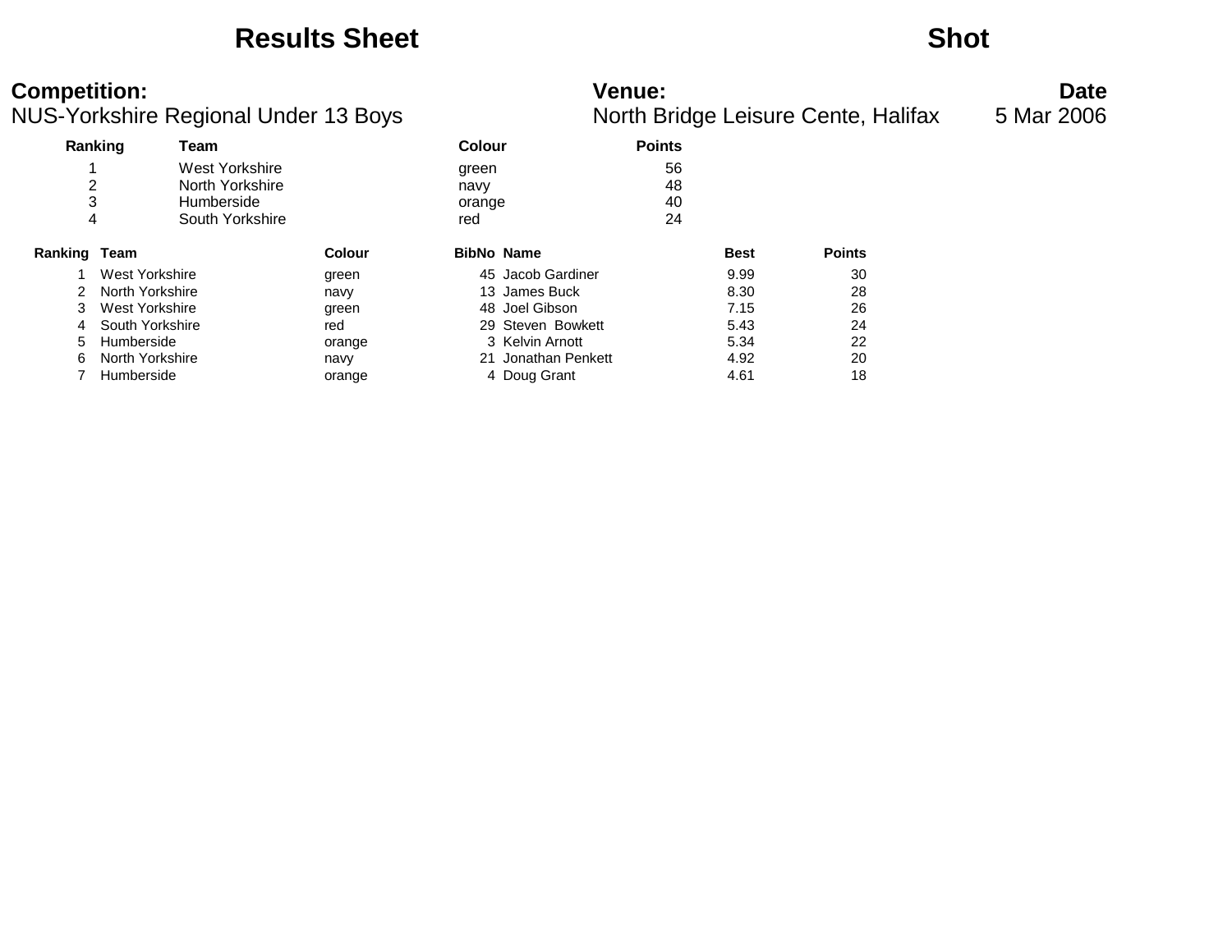# Results Sheet

# Shot

**Competition:**
NUS-Yorkshire Regional Under 13 Boys

**Venue:**
North Bridge Leisure Cente, Halifax

**Date**
5 Mar 2006

| Ranking | Team | Colour | Points |
|---|---|---|---|
| 1 | West Yorkshire | green | 56 |
| 2 | North Yorkshire | navy | 48 |
| 3 | Humberside | orange | 40 |
| 4 | South Yorkshire | red | 24 |

| Ranking | Team | Colour | BibNo | Name | Best | Points |
|---|---|---|---|---|---|---|
| 1 | West Yorkshire | green | 45 | Jacob Gardiner | 9.99 | 30 |
| 2 | North Yorkshire | navy | 13 | James Buck | 8.30 | 28 |
| 3 | West Yorkshire | green | 48 | Joel Gibson | 7.15 | 26 |
| 4 | South Yorkshire | red | 29 | Steven Bowkett | 5.43 | 24 |
| 5 | Humberside | orange | 3 | Kelvin Arnott | 5.34 | 22 |
| 6 | North Yorkshire | navy | 21 | Jonathan Penkett | 4.92 | 20 |
| 7 | Humberside | orange | 4 | Doug Grant | 4.61 | 18 |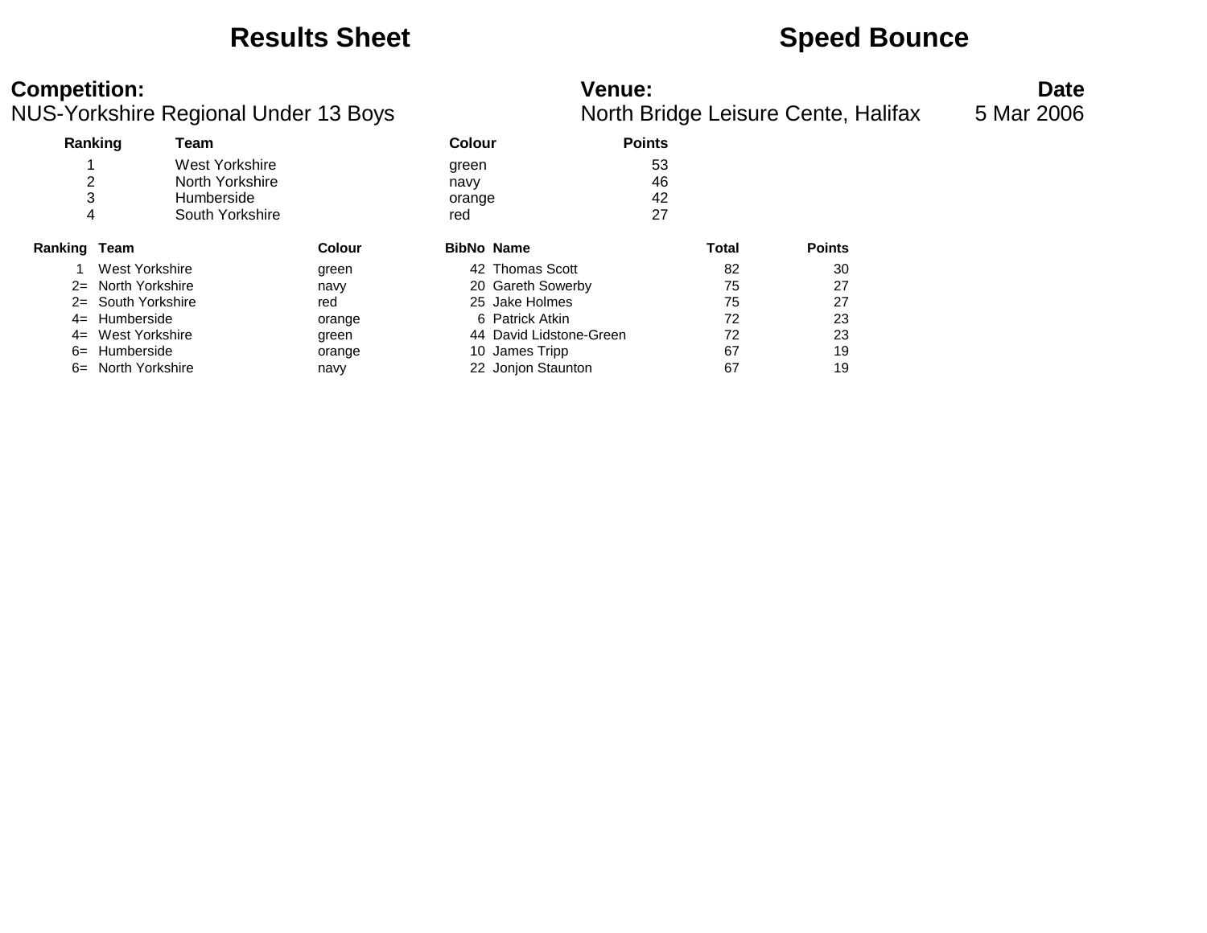# Results Sheet

# Speed Bounce

**Competition:**
NUS-Yorkshire Regional Under 13 Boys

**Venue:**
North Bridge Leisure Cente, Halifax

**Date**
5 Mar 2006

| Ranking | Team | Colour | Points |
|---|---|---|---|
| 1 | West Yorkshire | green | 53 |
| 2 | North Yorkshire | navy | 46 |
| 3 | Humberside | orange | 42 |
| 4 | South Yorkshire | red | 27 |

| Ranking | Team | Colour | BibNo | Name | Total | Points |
|---|---|---|---|---|---|---|
| 1 | West Yorkshire | green | 42 | Thomas Scott | 82 | 30 |
| 2= | North Yorkshire | navy | 20 | Gareth Sowerby | 75 | 27 |
| 2= | South Yorkshire | red | 25 | Jake Holmes | 75 | 27 |
| 4= | Humberside | orange | 6 | Patrick Atkin | 72 | 23 |
| 4= | West Yorkshire | green | 44 | David Lidstone-Green | 72 | 23 |
| 6= | Humberside | orange | 10 | James Tripp | 67 | 19 |
| 6= | North Yorkshire | navy | 22 | Jonjon Staunton | 67 | 19 |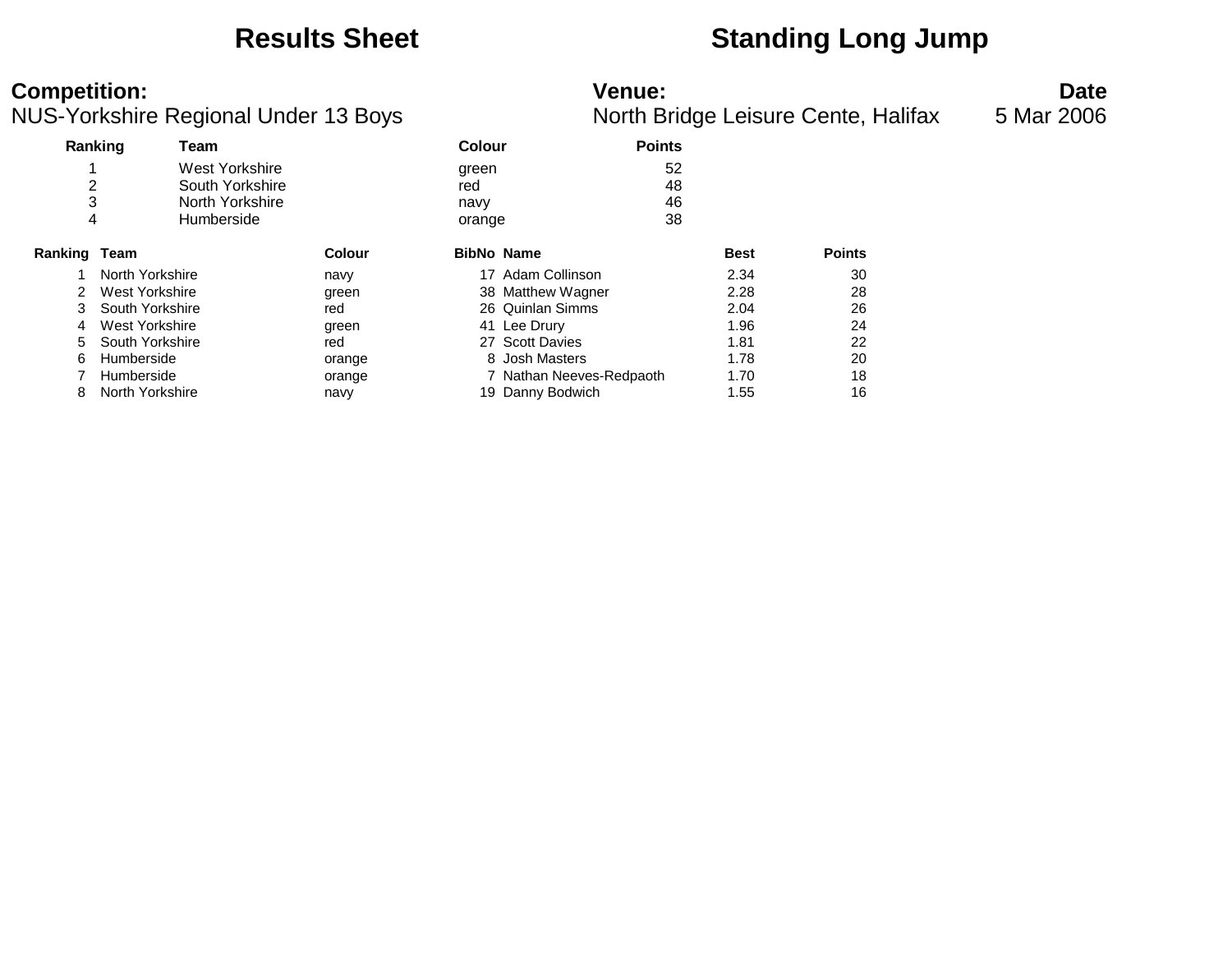# Results Sheet

# Standing Long Jump

**Competition:**
NUS-Yorkshire Regional Under 13 Boys

**Venue:**
North Bridge Leisure Cente, Halifax

**Date**
5 Mar 2006

| Ranking | Team | Colour | Points |
|---|---|---|---|
| 1 | West Yorkshire | green | 52 |
| 2 | South Yorkshire | red | 48 |
| 3 | North Yorkshire | navy | 46 |
| 4 | Humberside | orange | 38 |

| Ranking | Team | Colour | BibNo | Name | Best | Points |
|---|---|---|---|---|---|---|
| 1 | North Yorkshire | navy | 17 | Adam Collinson | 2.34 | 30 |
| 2 | West Yorkshire | green | 38 | Matthew Wagner | 2.28 | 28 |
| 3 | South Yorkshire | red | 26 | Quinlan Simms | 2.04 | 26 |
| 4 | West Yorkshire | green | 41 | Lee Drury | 1.96 | 24 |
| 5 | South Yorkshire | red | 27 | Scott Davies | 1.81 | 22 |
| 6 | Humberside | orange | 8 | Josh Masters | 1.78 | 20 |
| 7 | Humberside | orange | 7 | Nathan Neeves-Redpaoth | 1.70 | 18 |
| 8 | North Yorkshire | navy | 19 | Danny Bodwich | 1.55 | 16 |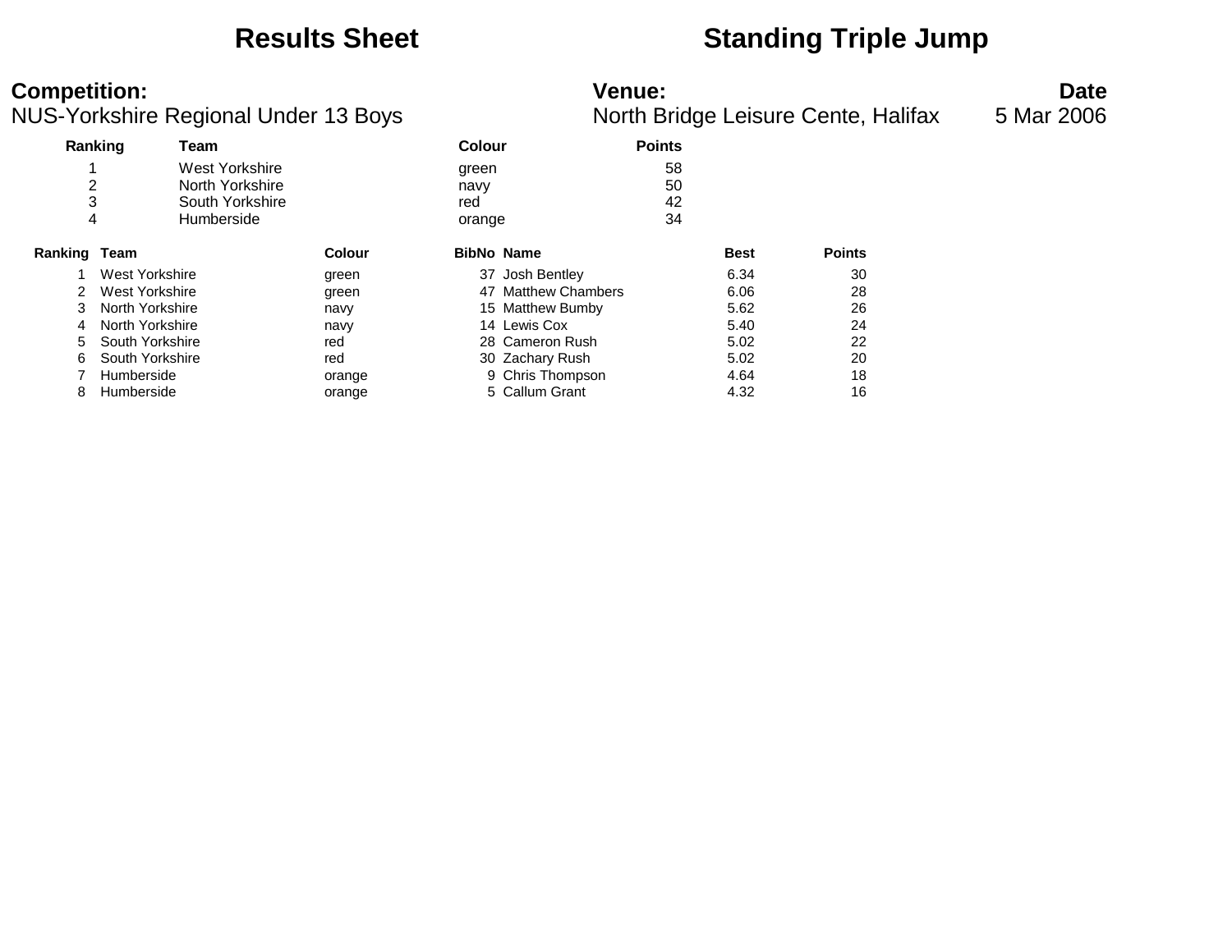# Results Sheet

# Standing Triple Jump

**Competition:**
NUS-Yorkshire Regional Under 13 Boys

**Venue:**
North Bridge Leisure Cente, Halifax

**Date**
5 Mar 2006

| Ranking | Team | Colour | Points |
|---|---|---|---|
| 1 | West Yorkshire | green | 58 |
| 2 | North Yorkshire | navy | 50 |
| 3 | South Yorkshire | red | 42 |
| 4 | Humberside | orange | 34 |

| Ranking | Team | Colour | BibNo | Name | Best | Points |
|---|---|---|---|---|---|---|
| 1 | West Yorkshire | green | 37 | Josh Bentley | 6.34 | 30 |
| 2 | West Yorkshire | green | 47 | Matthew Chambers | 6.06 | 28 |
| 3 | North Yorkshire | navy | 15 | Matthew Bumby | 5.62 | 26 |
| 4 | North Yorkshire | navy | 14 | Lewis Cox | 5.40 | 24 |
| 5 | South Yorkshire | red | 28 | Cameron Rush | 5.02 | 22 |
| 6 | South Yorkshire | red | 30 | Zachary Rush | 5.02 | 20 |
| 7 | Humberside | orange | 9 | Chris Thompson | 4.64 | 18 |
| 8 | Humberside | orange | 5 | Callum Grant | 4.32 | 16 |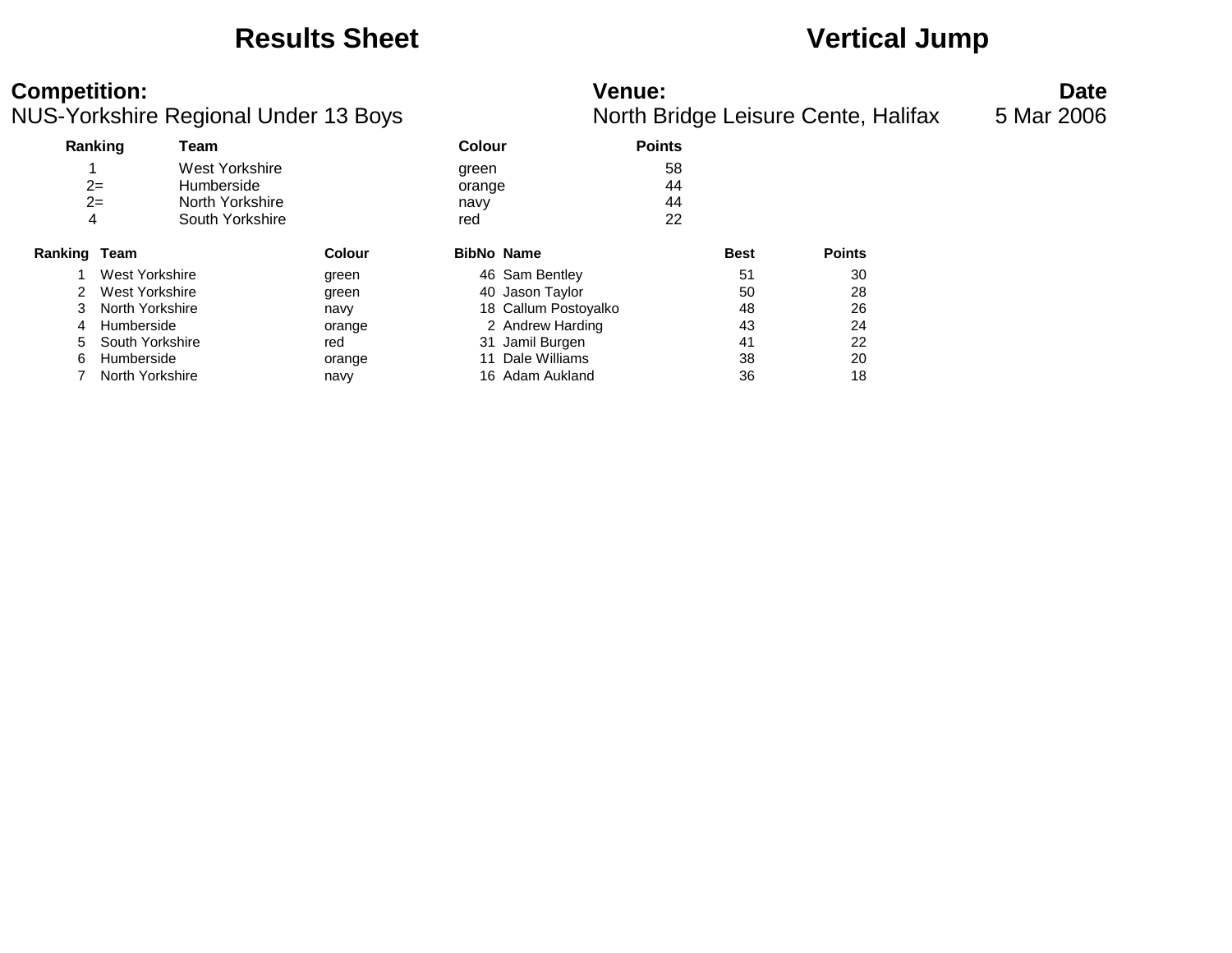# Results Sheet

# Vertical Jump

**Competition:**
NUS-Yorkshire Regional Under 13 Boys

**Venue:**
North Bridge Leisure Cente, Halifax

**Date**
5 Mar 2006

| Ranking | Team | Colour | Points |
|---|---|---|---|
| 1 | West Yorkshire | green | 58 |
| 2= | Humberside | orange | 44 |
| 2= | North Yorkshire | navy | 44 |
| 4 | South Yorkshire | red | 22 |

| Ranking | Team | Colour | BibNo | Name | Best | Points |
|---|---|---|---|---|---|---|
| 1 | West Yorkshire | green | 46 | Sam Bentley | 51 | 30 |
| 2 | West Yorkshire | green | 40 | Jason Taylor | 50 | 28 |
| 3 | North Yorkshire | navy | 18 | Callum Postoyalko | 48 | 26 |
| 4 | Humberside | orange | 2 | Andrew Harding | 43 | 24 |
| 5 | South Yorkshire | red | 31 | Jamil Burgen | 41 | 22 |
| 6 | Humberside | orange | 11 | Dale Williams | 38 | 20 |
| 7 | North Yorkshire | navy | 16 | Adam Aukland | 36 | 18 |